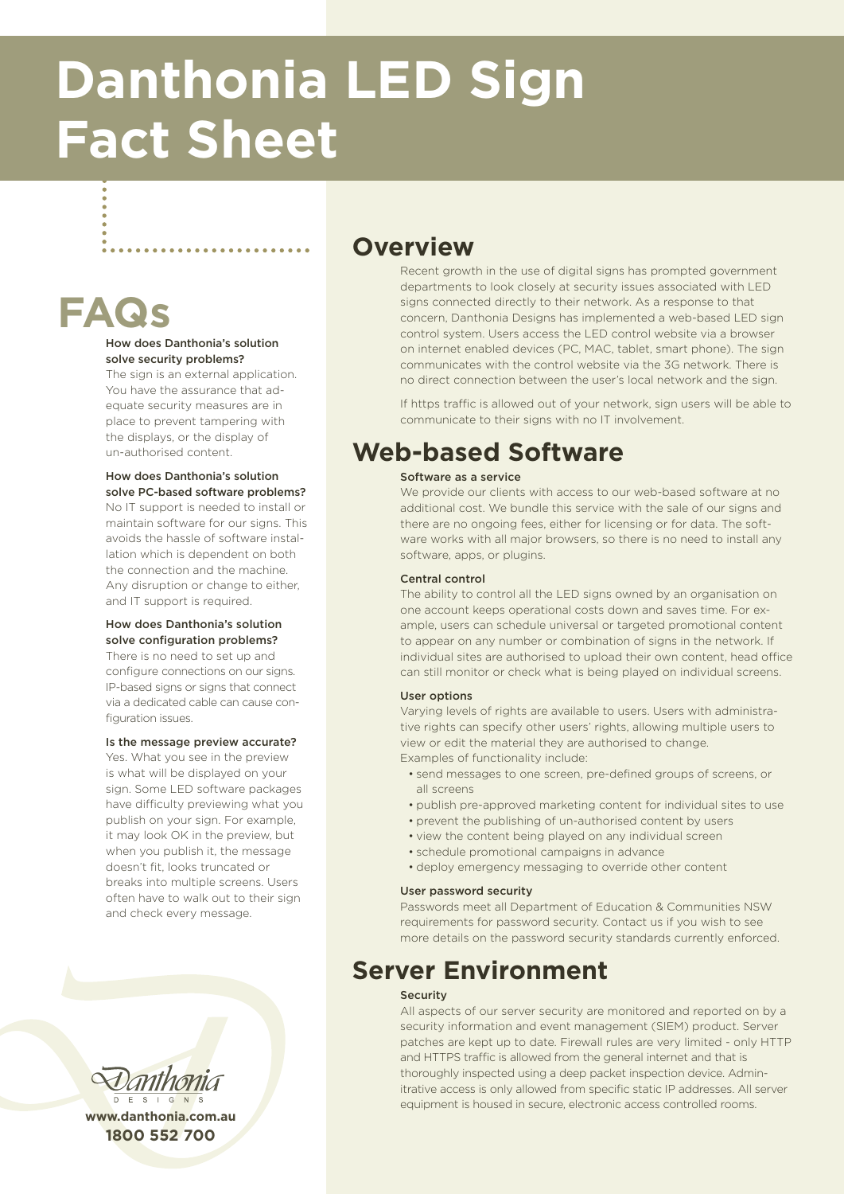# Danthonia LED Sign Fact Sheet

## FAQs

**How does Danthonia's solution solve security problems?**

The sign is an external application. You have the assurance that adequate security measures are in place to prevent tampering with the displays, or the display of un-authorised content.

**How does Danthonia's solution solve PC-based software problems?**

No IT support is needed to install or maintain software for our signs. This avoids the hassle of software installation which is dependent on both the connection and the machine. Any disruption or change to either, and IT support is required.

**How does Danthonia's solution solve configuration problems?**

There is no need to set up and configure connections on our signs. IP-based signs or signs that connect via a dedicated cable can cause configuration issues.

**Is the message preview accurate?**

Yes. What you see in the preview is what will be displayed on your sign. Some LED software packages have difficulty previewing what you publish on your sign. For example, it may look OK in the preview, but when you publish it, the message doesn't fit, looks truncated or breaks into multiple screens. Users often have to walk out to their sign and check every message.

Danthonia DESIGNS

**www.danthonia.com.au**
**1800 552 700**

## Overview

Recent growth in the use of digital signs has prompted government departments to look closely at security issues associated with LED signs connected directly to their network. As a response to that concern, Danthonia Designs has implemented a web-based LED sign control system. Users access the LED control website via a browser on internet enabled devices (PC, MAC, tablet, smart phone). The sign communicates with the control website via the 3G network. There is no direct connection between the user's local network and the sign.

If https traffic is allowed out of your network, sign users will be able to communicate to their signs with no IT involvement.

## Web-based Software

**Software as a service**

We provide our clients with access to our web-based software at no additional cost. We bundle this service with the sale of our signs and there are no ongoing fees, either for licensing or for data. The software works with all major browsers, so there is no need to install any software, apps, or plugins.

**Central control**

The ability to control all the LED signs owned by an organisation on one account keeps operational costs down and saves time. For example, users can schedule universal or targeted promotional content to appear on any number or combination of signs in the network. If individual sites are authorised to upload their own content, head office can still monitor or check what is being played on individual screens.

**User options**

Varying levels of rights are available to users. Users with administrative rights can specify other users' rights, allowing multiple users to view or edit the material they are authorised to change.
Examples of functionality include:

- send messages to one screen, pre-defined groups of screens, or all screens
- publish pre-approved marketing content for individual sites to use
- prevent the publishing of un-authorised content by users
- view the content being played on any individual screen
- schedule promotional campaigns in advance
- deploy emergency messaging to override other content

**User password security**

Passwords meet all Department of Education & Communities NSW requirements for password security. Contact us if you wish to see more details on the password security standards currently enforced.

## Server Environment

**Security**

All aspects of our server security are monitored and reported on by a security information and event management (SIEM) product. Server patches are kept up to date. Firewall rules are very limited - only HTTP and HTTPS traffic is allowed from the general internet and that is thoroughly inspected using a deep packet inspection device. Administrative access is only allowed from specific static IP addresses. All server equipment is housed in secure, electronic access controlled rooms.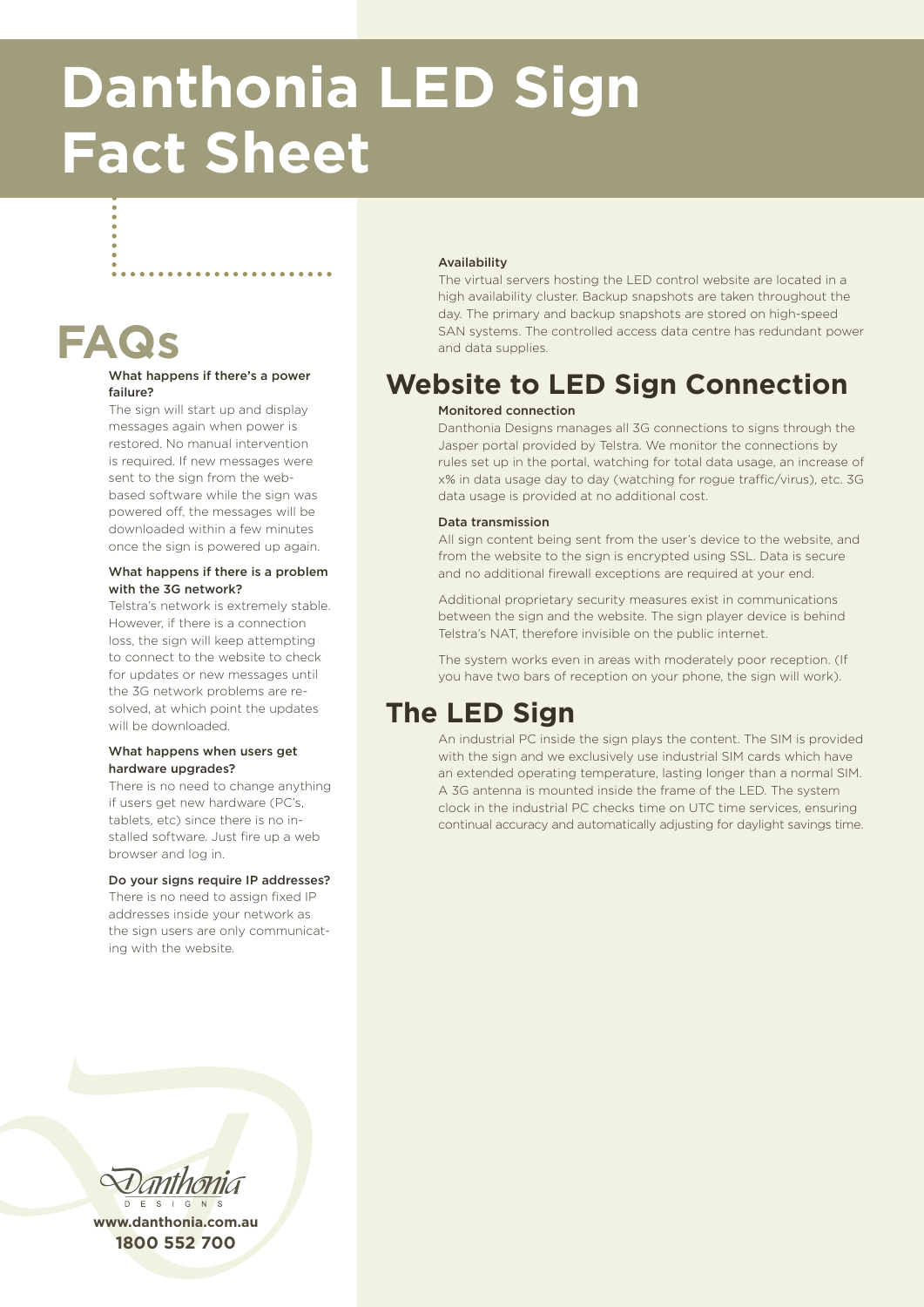# Danthonia LED Sign Fact Sheet

## FAQs

**What happens if there's a power failure?**

The sign will start up and display messages again when power is restored. No manual intervention is required. If new messages were sent to the sign from the web-based software while the sign was powered off, the messages will be downloaded within a few minutes once the sign is powered up again.

**What happens if there is a problem with the 3G network?**

Telstra's network is extremely stable. However, if there is a connection loss, the sign will keep attempting to connect to the website to check for updates or new messages until the 3G network problems are resolved, at which point the updates will be downloaded.

**What happens when users get hardware upgrades?**

There is no need to change anything if users get new hardware (PC's, tablets, etc) since there is no installed software. Just fire up a web browser and log in.

**Do your signs require IP addresses?**

There is no need to assign fixed IP addresses inside your network as the sign users are only communicating with the website.

**Availability**

The virtual servers hosting the LED control website are located in a high availability cluster. Backup snapshots are taken throughout the day. The primary and backup snapshots are stored on high-speed SAN systems. The controlled access data centre has redundant power and data supplies.

## Website to LED Sign Connection

**Monitored connection**

Danthonia Designs manages all 3G connections to signs through the Jasper portal provided by Telstra. We monitor the connections by rules set up in the portal, watching for total data usage, an increase of x% in data usage day to day (watching for rogue traffic/virus), etc. 3G data usage is provided at no additional cost.

**Data transmission**

All sign content being sent from the user's device to the website, and from the website to the sign is encrypted using SSL. Data is secure and no additional firewall exceptions are required at your end.

Additional proprietary security measures exist in communications between the sign and the website. The sign player device is behind Telstra's NAT, therefore invisible on the public internet.

The system works even in areas with moderately poor reception. (If you have two bars of reception on your phone, the sign will work).

## The LED Sign

An industrial PC inside the sign plays the content. The SIM is provided with the sign and we exclusively use industrial SIM cards which have an extended operating temperature, lasting longer than a normal SIM. A 3G antenna is mounted inside the frame of the LED. The system clock in the industrial PC checks time on UTC time services, ensuring continual accuracy and automatically adjusting for daylight savings time.

Danthonia DESIGNS

**www.danthonia.com.au**

**1800 552 700**